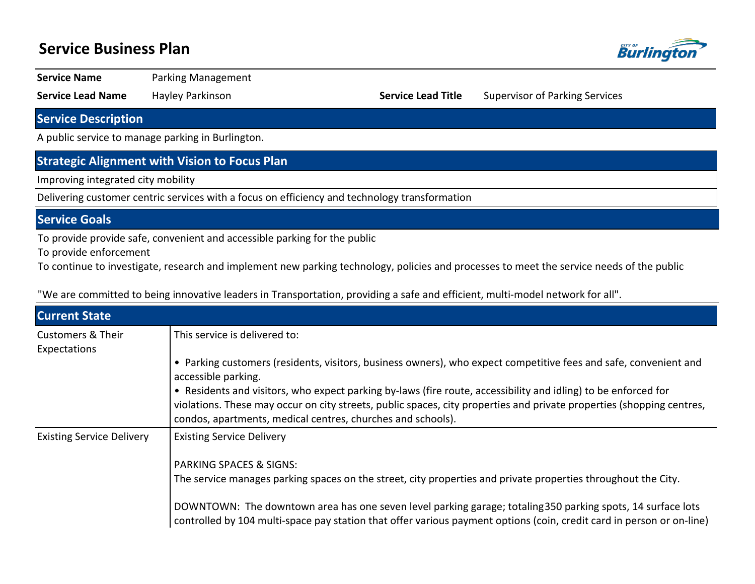# Service Business Plan

| | | | |
|---|---|---|---|
| **Service Name** | Parking Management | | |
| **Service Lead Name** | Hayley Parkinson | **Service Lead Title** | Supervisor of Parking Services |

## Service Description

A public service to manage parking in Burlington.

## Strategic Alignment with Vision to Focus Plan

Improving integrated city mobility

Delivering customer centric services with a focus on efficiency and technology transformation

## Service Goals

To provide provide safe, convenient and accessible parking for the public
To provide enforcement
To continue to investigate, research and implement new parking technology, policies and processes to meet the service needs of the public

"We are committed to being innovative leaders in Transportation, providing a safe and efficient, multi-model network for all".

## Current State

| | |
|---|---|
| Customers & Their Expectations | This service is delivered to:<br><br>• Parking customers (residents, visitors, business owners), who expect competitive fees and safe, convenient and accessible parking.<br>• Residents and visitors, who expect parking by-laws (fire route, accessibility and idling) to be enforced for violations. These may occur on city streets, public spaces, city properties and private properties (shopping centres, condos, apartments, medical centres, churches and schools). |
| Existing Service Delivery | Existing Service Delivery<br><br>PARKING SPACES & SIGNS:<br>The service manages parking spaces on the street, city properties and private properties throughout the City.<br><br>DOWNTOWN: The downtown area has one seven level parking garage; totaling350 parking spots, 14 surface lots controlled by 104 multi-space pay station that offer various payment options (coin, credit card in person or on-line) |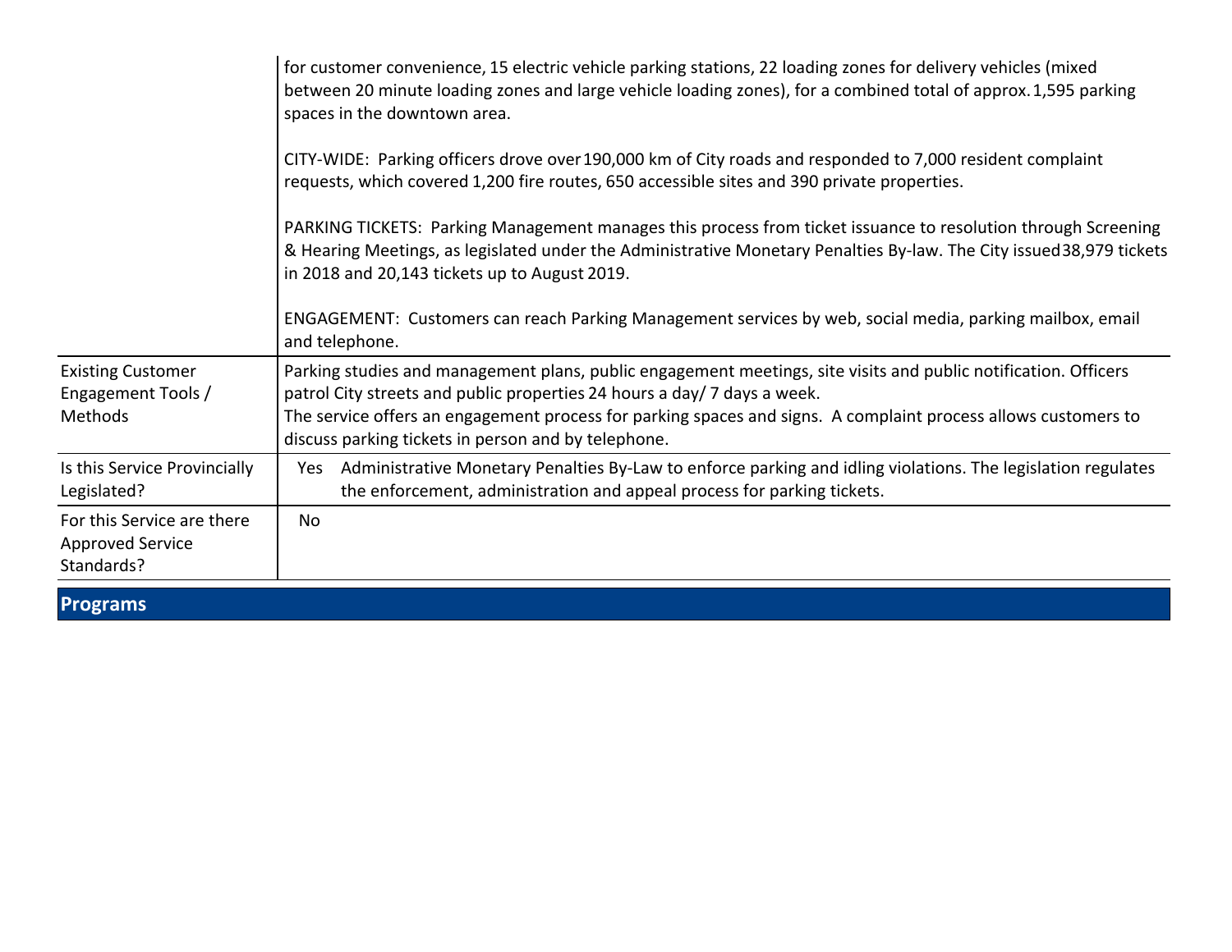| | |
|---|---|
| | for customer convenience, 15 electric vehicle parking stations, 22 loading zones for delivery vehicles (mixed between 20 minute loading zones and large vehicle loading zones), for a combined total of approx. 1,595 parking spaces in the downtown area.<br><br>CITY-WIDE: Parking officers drove over 190,000 km of City roads and responded to 7,000 resident complaint requests, which covered 1,200 fire routes, 650 accessible sites and 390 private properties.<br><br>PARKING TICKETS: Parking Management manages this process from ticket issuance to resolution through Screening & Hearing Meetings, as legislated under the Administrative Monetary Penalties By-law. The City issued 38,979 tickets in 2018 and 20,143 tickets up to August 2019.<br><br>ENGAGEMENT: Customers can reach Parking Management services by web, social media, parking mailbox, email and telephone. |
| Existing Customer Engagement Tools / Methods | Parking studies and management plans, public engagement meetings, site visits and public notification. Officers patrol City streets and public properties 24 hours a day/ 7 days a week.<br>The service offers an engagement process for parking spaces and signs. A complaint process allows customers to discuss parking tickets in person and by telephone. |
| Is this Service Provincially Legislated? | Yes Administrative Monetary Penalties By-Law to enforce parking and idling violations. The legislation regulates the enforcement, administration and appeal process for parking tickets. |
| For this Service are there Approved Service Standards? | No |

## Programs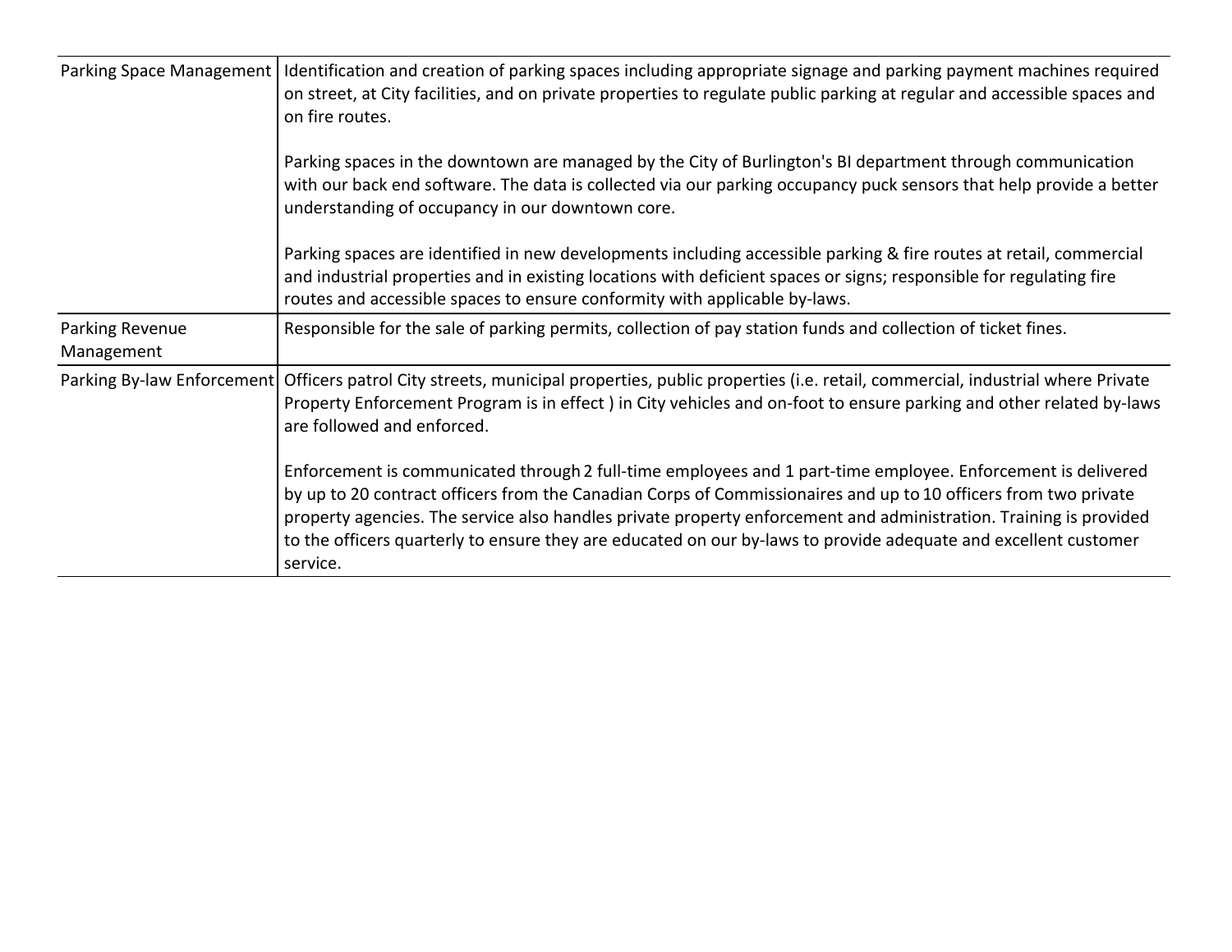| | |
|---|---|
| Parking Space Management | Identification and creation of parking spaces including appropriate signage and parking payment machines required on street, at City facilities, and on private properties to regulate public parking at regular and accessible spaces and on fire routes.<br><br>Parking spaces in the downtown are managed by the City of Burlington's BI department through communication with our back end software. The data is collected via our parking occupancy puck sensors that help provide a better understanding of occupancy in our downtown core.<br><br>Parking spaces are identified in new developments including accessible parking & fire routes at retail, commercial and industrial properties and in existing locations with deficient spaces or signs; responsible for regulating fire routes and accessible spaces to ensure conformity with applicable by-laws. |
| Parking Revenue Management | Responsible for the sale of parking permits, collection of pay station funds and collection of ticket fines. |
| Parking By-law Enforcement | Officers patrol City streets, municipal properties, public properties (i.e. retail, commercial, industrial where Private Property Enforcement Program is in effect ) in City vehicles and on-foot to ensure parking and other related by-laws are followed and enforced.<br><br>Enforcement is communicated through 2 full-time employees and 1 part-time employee. Enforcement is delivered by up to 20 contract officers from the Canadian Corps of Commissionaires and up to 10 officers from two private property agencies. The service also handles private property enforcement and administration. Training is provided to the officers quarterly to ensure they are educated on our by-laws to provide adequate and excellent customer service. |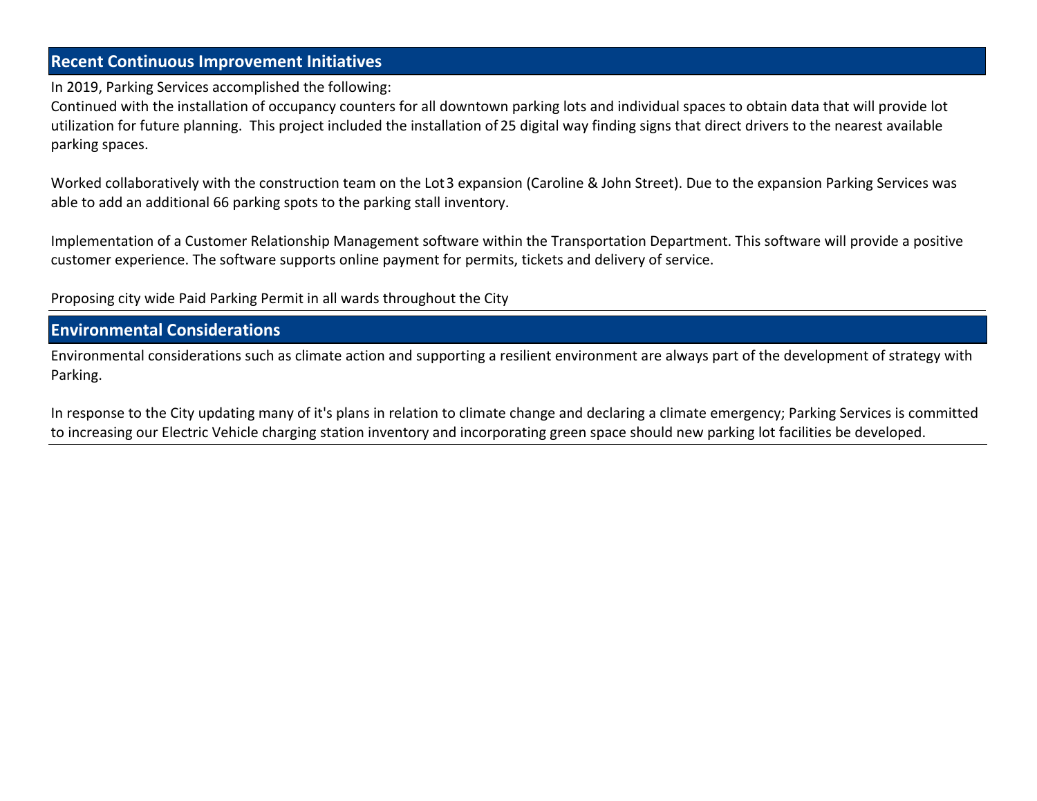## Recent Continuous Improvement Initiatives

In 2019, Parking Services accomplished the following:

Continued with the installation of occupancy counters for all downtown parking lots and individual spaces to obtain data that will provide lot utilization for future planning. This project included the installation of 25 digital way finding signs that direct drivers to the nearest available parking spaces.

Worked collaboratively with the construction team on the Lot 3 expansion (Caroline & John Street). Due to the expansion Parking Services was able to add an additional 66 parking spots to the parking stall inventory.

Implementation of a Customer Relationship Management software within the Transportation Department. This software will provide a positive customer experience. The software supports online payment for permits, tickets and delivery of service.

Proposing city wide Paid Parking Permit in all wards throughout the City

## Environmental Considerations

Environmental considerations such as climate action and supporting a resilient environment are always part of the development of strategy with Parking.

In response to the City updating many of it's plans in relation to climate change and declaring a climate emergency; Parking Services is committed to increasing our Electric Vehicle charging station inventory and incorporating green space should new parking lot facilities be developed.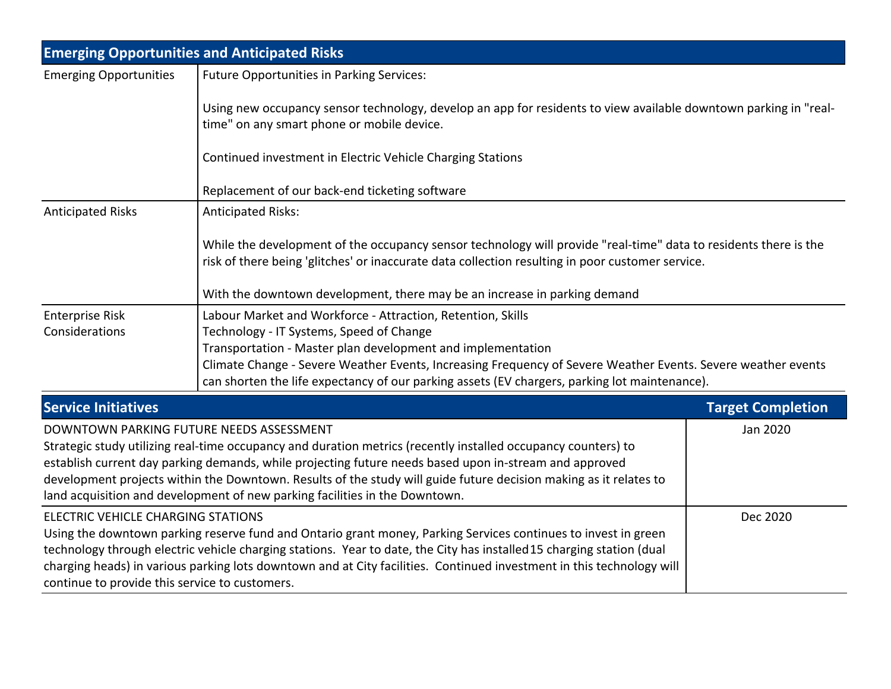| Emerging Opportunities and Anticipated Risks | |
|---|---|
| Emerging Opportunities | Future Opportunities in Parking Services:<br><br>Using new occupancy sensor technology, develop an app for residents to view available downtown parking in "real-time" on any smart phone or mobile device.<br><br>Continued investment in Electric Vehicle Charging Stations<br><br>Replacement of our back-end ticketing software |
| Anticipated Risks | Anticipated Risks:<br><br>While the development of the occupancy sensor technology will provide "real-time" data to residents there is the risk of there being 'glitches' or inaccurate data collection resulting in poor customer service.<br><br>With the downtown development, there may be an increase in parking demand |
| Enterprise Risk Considerations | Labour Market and Workforce - Attraction, Retention, Skills<br>Technology - IT Systems, Speed of Change<br>Transportation - Master plan development and implementation<br>Climate Change - Severe Weather Events, Increasing Frequency of Severe Weather Events. Severe weather events can shorten the life expectancy of our parking assets (EV chargers, parking lot maintenance). |

| Service Initiatives | Target Completion |
|---|---|
| DOWNTOWN PARKING FUTURE NEEDS ASSESSMENT<br>Strategic study utilizing real-time occupancy and duration metrics (recently installed occupancy counters) to establish current day parking demands, while projecting future needs based upon in-stream and approved development projects within the Downtown. Results of the study will guide future decision making as it relates to land acquisition and development of new parking facilities in the Downtown. | Jan 2020 |
| ELECTRIC VEHICLE CHARGING STATIONS<br>Using the downtown parking reserve fund and Ontario grant money, Parking Services continues to invest in green technology through electric vehicle charging stations. Year to date, the City has installed15 charging station (dual charging heads) in various parking lots downtown and at City facilities. Continued investment in this technology will continue to provide this service to customers. | Dec 2020 |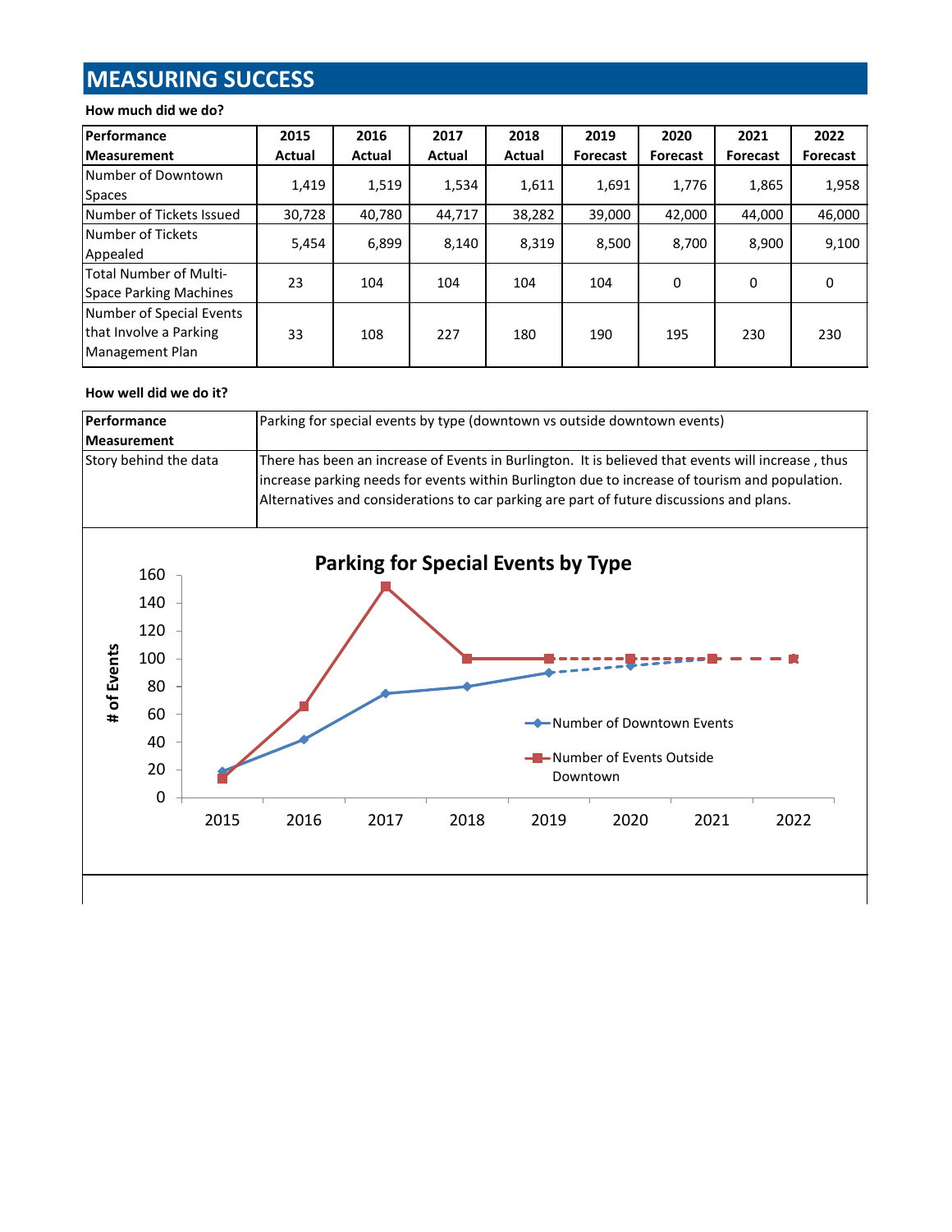# MEASURING SUCCESS

**How much did we do?**

| Performance Measurement | 2015 Actual | 2016 Actual | 2017 Actual | 2018 Actual | 2019 Forecast | 2020 Forecast | 2021 Forecast | 2022 Forecast |
|---|---|---|---|---|---|---|---|---|
| Number of Downtown Spaces | 1,419 | 1,519 | 1,534 | 1,611 | 1,691 | 1,776 | 1,865 | 1,958 |
| Number of Tickets Issued | 30,728 | 40,780 | 44,717 | 38,282 | 39,000 | 42,000 | 44,000 | 46,000 |
| Number of Tickets Appealed | 5,454 | 6,899 | 8,140 | 8,319 | 8,500 | 8,700 | 8,900 | 9,100 |
| Total Number of Multi-Space Parking Machines | 23 | 104 | 104 | 104 | 104 | 0 | 0 | 0 |
| Number of Special Events that Involve a Parking Management Plan | 33 | 108 | 227 | 180 | 190 | 195 | 230 | 230 |

**How well did we do it?**

| Performance Measurement | Parking for special events by type (downtown vs outside downtown events) |
|---|---|
| Story behind the data | There has been an increase of Events in Burlington. It is believed that events will increase , thus increase parking needs for events within Burlington due to increase of tourism and population. Alternatives and considerations to car parking are part of future discussions and plans. |

**Parking for Special Events by Type**

| Year | Number of Downtown Events | Number of Events Outside Downtown |
|---|---|---|
| 2015 | 19 | 14 |
| 2016 | 42 | 66 |
| 2017 | 75 | 152 |
| 2018 | 80 | 100 |
| 2019 | 90 | 100 |
| 2020 | 95 | 100 |
| 2021 | 100 | 100 |
| 2022 | 100 | 100 |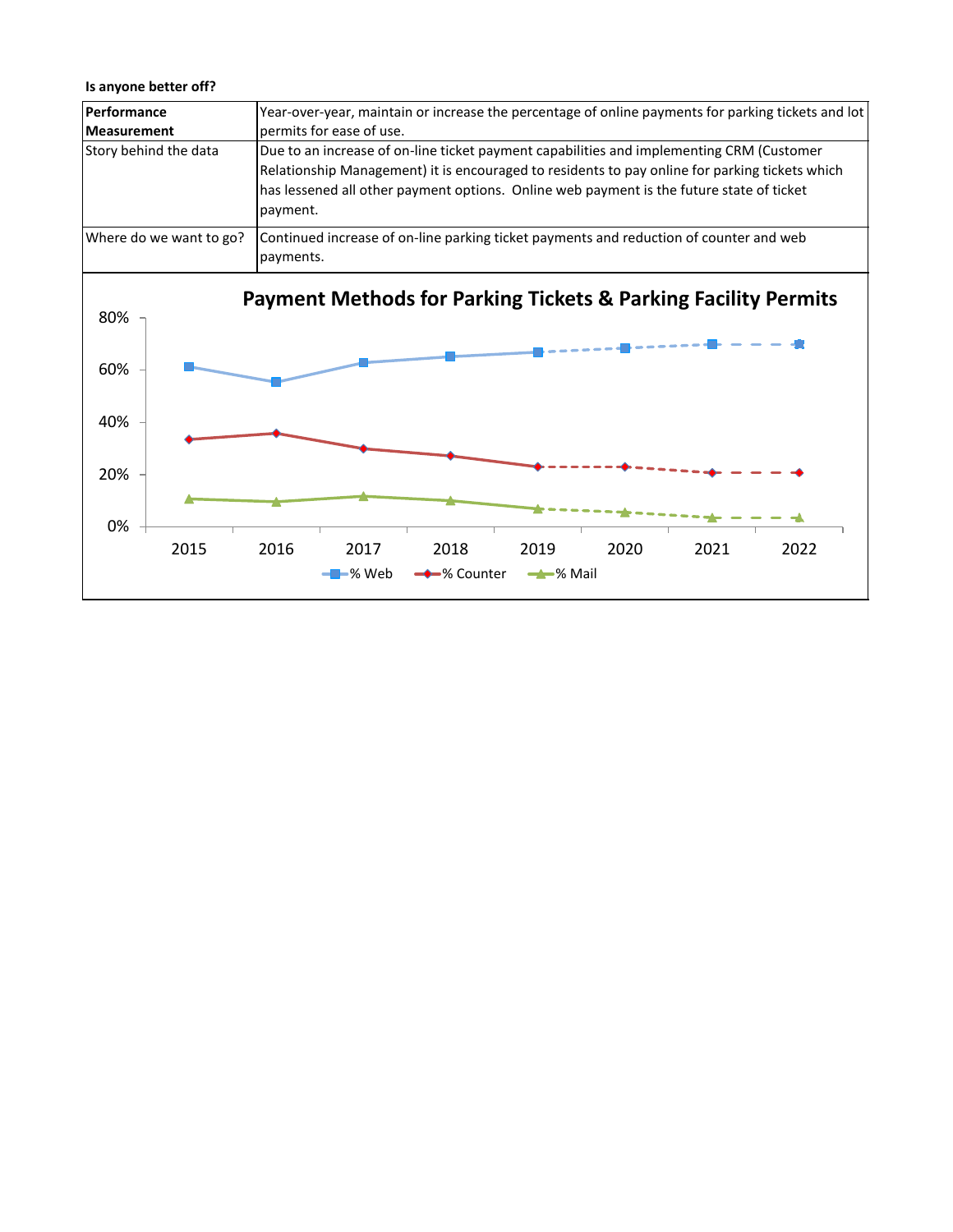**Is anyone better off?**

| Performance Measurement | Year-over-year, maintain or increase the percentage of online payments for parking tickets and lot permits for ease of use. |
|---|---|
| Story behind the data | Due to an increase of on-line ticket payment capabilities and implementing CRM (Customer Relationship Management) it is encouraged to residents to pay online for parking tickets which has lessened all other payment options. Online web payment is the future state of ticket payment. |
| Where do we want to go? | Continued increase of on-line parking ticket payments and reduction of counter and web payments. |

**Payment Methods for Parking Tickets & Parking Facility Permits**

Y-axis: 0%, 20%, 40%, 60%, 80%

X-axis: 2015, 2016, 2017, 2018, 2019, 2020, 2021, 2022

Legend: % Web, % Counter, % Mail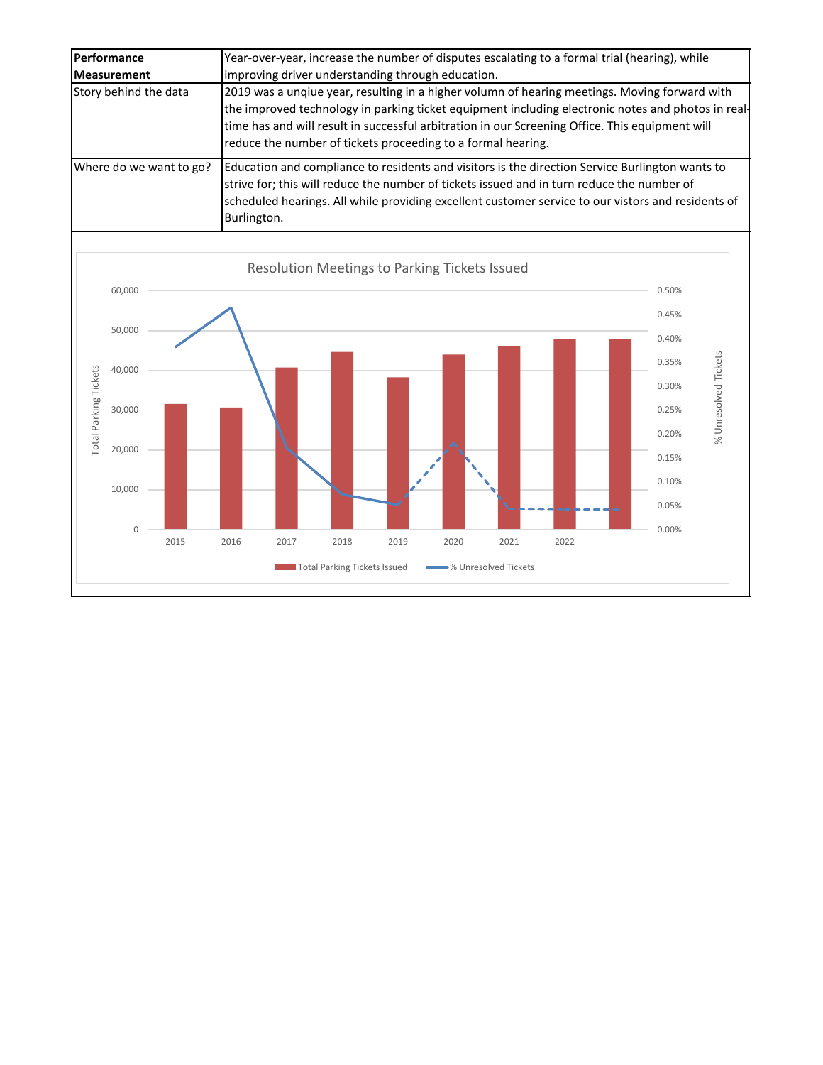| | |
|---|---|
| **Performance Measurement** | Year-over-year, increase the number of disputes escalating to a formal trial (hearing), while improving driver understanding through education. |
| Story behind the data | 2019 was a unqiue year, resulting in a higher volumn of hearing meetings. Moving forward with the improved technology in parking ticket equipment including electronic notes and photos in real-time has and will result in successful arbitration in our Screening Office. This equipment will reduce the number of tickets proceeding to a formal hearing. |
| Where do we want to go? | Education and compliance to residents and visitors is the direction Service Burlington wants to strive for; this will reduce the number of tickets issued and in turn reduce the number of scheduled hearings. All while providing excellent customer service to our vistors and residents of Burlington. |

Resolution Meetings to Parking Tickets Issued

Total Parking Tickets

60,000
50,000
40,000
30,000
20,000
10,000
0

% Unresolved Tickets

0.50%
0.45%
0.40%
0.35%
0.30%
0.25%
0.20%
0.15%
0.10%
0.05%
0.00%

2015
2016
2017
2018
2019
2020
2021
2022

Total Parking Tickets Issued
% Unresolved Tickets